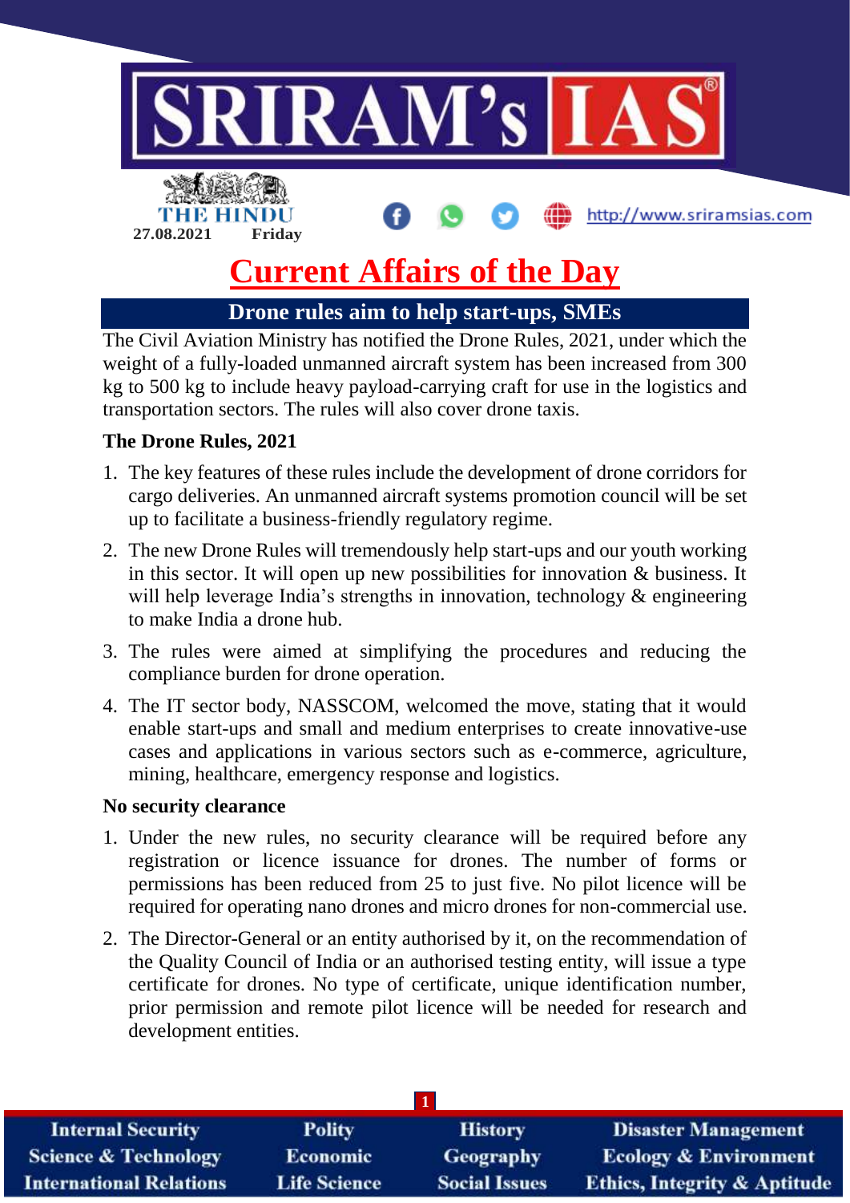27.08.2021 Friday

# Current Affairs of the Day

## Drone rules aim to help start-ups, SMEs

The Civil Aviation Ministry has notified the Drone Rules, 2021, under which the weight of a fully-loaded unmanned aircraft system has been increased from 300 kg to 500 kg to include heavy payload-carrying craft for use in the logistics and transportation sectors. The rules will also cover drone taxis.

### The Drone Rules, 2021

1. The key features of these rules include the development of drone corridors for cargo deliveries. An unmanned aircraft systems promotion council will be set up to facilitate a business-friendly regulatory regime.
2. The new Drone Rules will tremendously help start-ups and our youth working in this sector. It will open up new possibilities for innovation & business. It will help leverage India's strengths in innovation, technology & engineering to make India a drone hub.
3. The rules were aimed at simplifying the procedures and reducing the compliance burden for drone operation.
4. The IT sector body, NASSCOM, welcomed the move, stating that it would enable start-ups and small and medium enterprises to create innovative-use cases and applications in various sectors such as e-commerce, agriculture, mining, healthcare, emergency response and logistics.

### No security clearance

1. Under the new rules, no security clearance will be required before any registration or licence issuance for drones. The number of forms or permissions has been reduced from 25 to just five. No pilot licence will be required for operating nano drones and micro drones for non-commercial use.
2. The Director-General or an entity authorised by it, on the recommendation of the Quality Council of India or an authorised testing entity, will issue a type certificate for drones. No type of certificate, unique identification number, prior permission and remote pilot licence will be needed for research and development entities.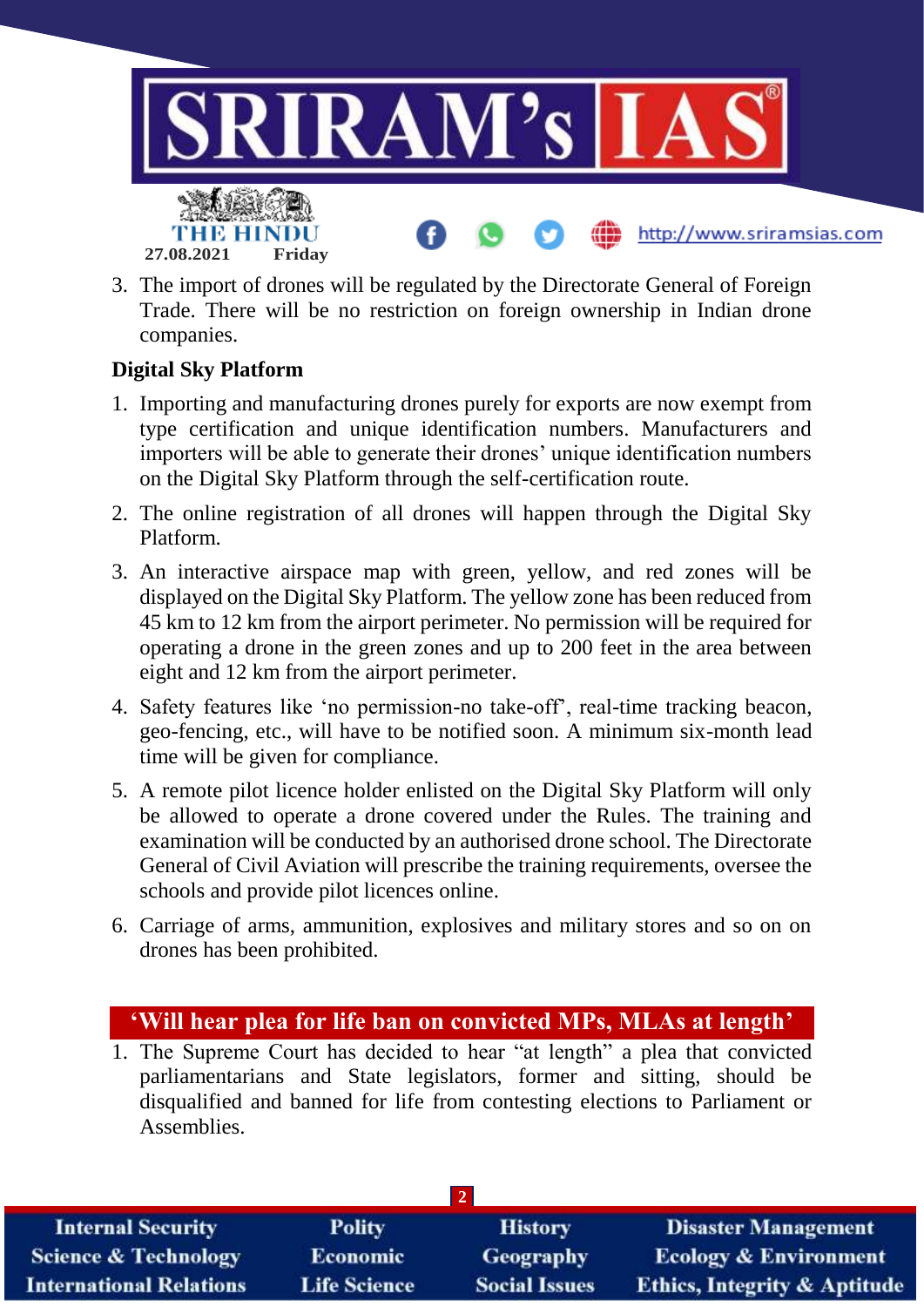3. The import of drones will be regulated by the Directorate General of Foreign Trade. There will be no restriction on foreign ownership in Indian drone companies.

**Digital Sky Platform**

1. Importing and manufacturing drones purely for exports are now exempt from type certification and unique identification numbers. Manufacturers and importers will be able to generate their drones' unique identification numbers on the Digital Sky Platform through the self-certification route.
2. The online registration of all drones will happen through the Digital Sky Platform.
3. An interactive airspace map with green, yellow, and red zones will be displayed on the Digital Sky Platform. The yellow zone has been reduced from 45 km to 12 km from the airport perimeter. No permission will be required for operating a drone in the green zones and up to 200 feet in the area between eight and 12 km from the airport perimeter.
4. Safety features like 'no permission-no take-off', real-time tracking beacon, geo-fencing, etc., will have to be notified soon. A minimum six-month lead time will be given for compliance.
5. A remote pilot licence holder enlisted on the Digital Sky Platform will only be allowed to operate a drone covered under the Rules. The training and examination will be conducted by an authorised drone school. The Directorate General of Civil Aviation will prescribe the training requirements, oversee the schools and provide pilot licences online.
6. Carriage of arms, ammunition, explosives and military stores and so on on drones has been prohibited.

## 'Will hear plea for life ban on convicted MPs, MLAs at length'

1. The Supreme Court has decided to hear "at length" a plea that convicted parliamentarians and State legislators, former and sitting, should be disqualified and banned for life from contesting elections to Parliament or Assemblies.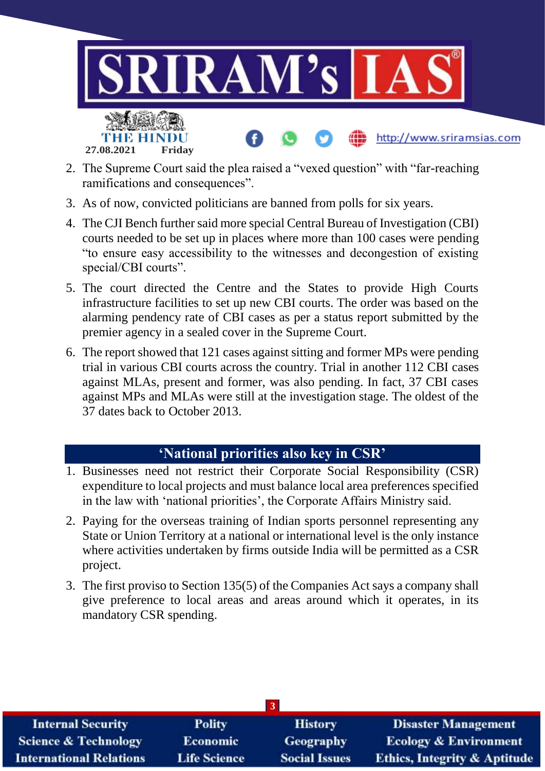2. The Supreme Court said the plea raised a "vexed question" with "far-reaching ramifications and consequences".
3. As of now, convicted politicians are banned from polls for six years.
4. The CJI Bench further said more special Central Bureau of Investigation (CBI) courts needed to be set up in places where more than 100 cases were pending "to ensure easy accessibility to the witnesses and decongestion of existing special/CBI courts".
5. The court directed the Centre and the States to provide High Courts infrastructure facilities to set up new CBI courts. The order was based on the alarming pendency rate of CBI cases as per a status report submitted by the premier agency in a sealed cover in the Supreme Court.
6. The report showed that 121 cases against sitting and former MPs were pending trial in various CBI courts across the country. Trial in another 112 CBI cases against MLAs, present and former, was also pending. In fact, 37 CBI cases against MPs and MLAs were still at the investigation stage. The oldest of the 37 dates back to October 2013.

## 'National priorities also key in CSR'

1. Businesses need not restrict their Corporate Social Responsibility (CSR) expenditure to local projects and must balance local area preferences specified in the law with 'national priorities', the Corporate Affairs Ministry said.
2. Paying for the overseas training of Indian sports personnel representing any State or Union Territory at a national or international level is the only instance where activities undertaken by firms outside India will be permitted as a CSR project.
3. The first proviso to Section 135(5) of the Companies Act says a company shall give preference to local areas and areas around which it operates, in its mandatory CSR spending.